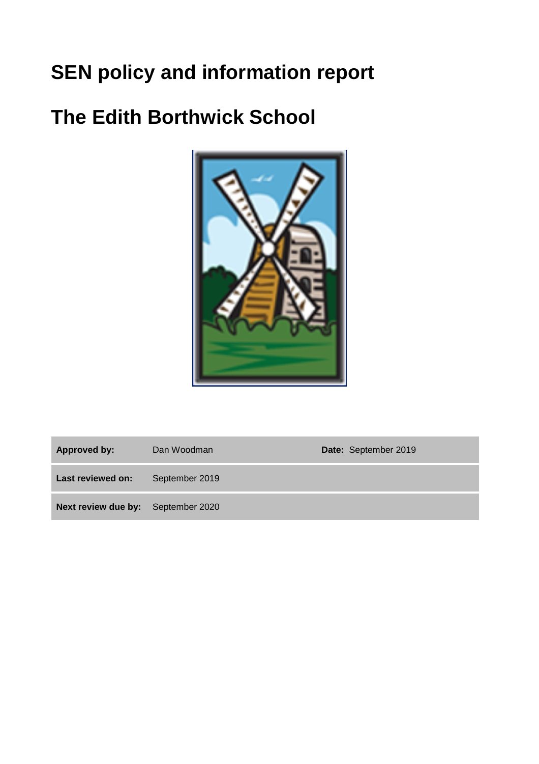# SEN policy and information report

# The Edith Borthwick School

| **Approved by:** | Dan Woodman | **Date:** September 2019 |
|---|---|---|
| **Last reviewed on:** | September 2019 | |
| **Next review due by:** | September 2020 | |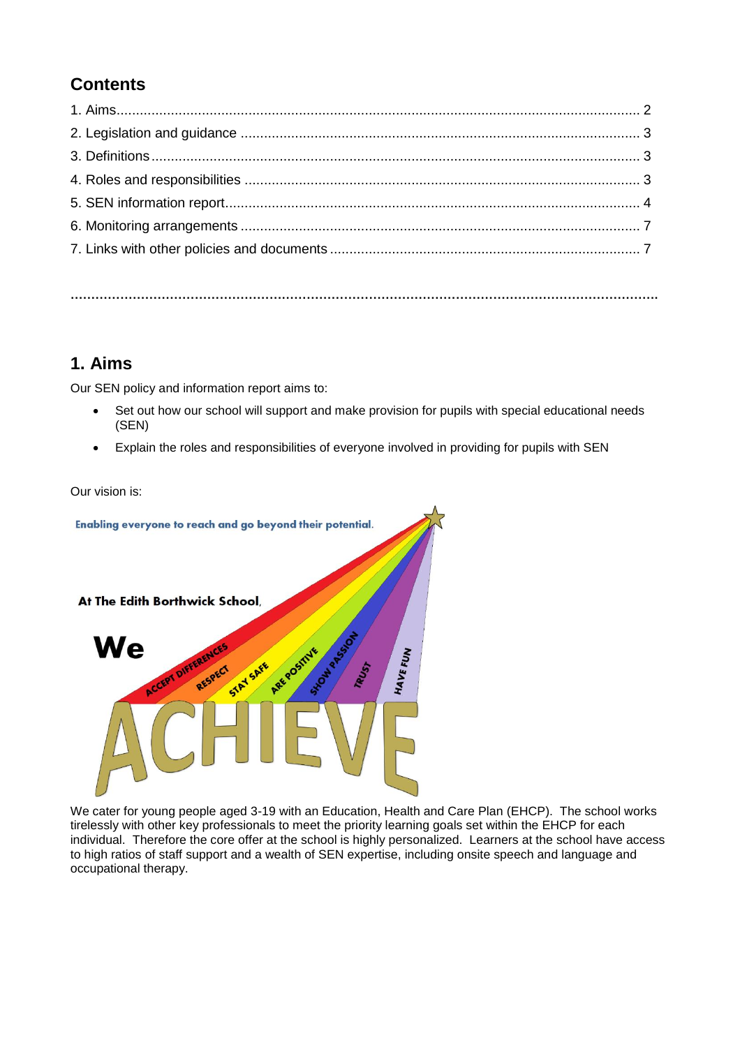## Contents

1. Aims........................................................................................................................... 2
2. Legislation and guidance ........................................................................................... 3
3. Definitions .................................................................................................................. 3
4. Roles and responsibilities .......................................................................................... 3
5. SEN information report.............................................................................................. 4
6. Monitoring arrangements ........................................................................................... 7
7. Links with other policies and documents .................................................................. 7

## 1. Aims

Our SEN policy and information report aims to:

- Set out how our school will support and make provision for pupils with special educational needs (SEN)
- Explain the roles and responsibilities of everyone involved in providing for pupils with SEN

Our vision is:

Enabling everyone to reach and go beyond their potential.

At The Edith Borthwick School,

We ACCEPT DIFFERENCES, RESPECT, STAY SAFE, ARE POSITIVE, SHOW PASSION, TRUST, HAVE FUN

ACHIEVE

We cater for young people aged 3-19 with an Education, Health and Care Plan (EHCP). The school works tirelessly with other key professionals to meet the priority learning goals set within the EHCP for each individual. Therefore the core offer at the school is highly personalized. Learners at the school have access to high ratios of staff support and a wealth of SEN expertise, including onsite speech and language and occupational therapy.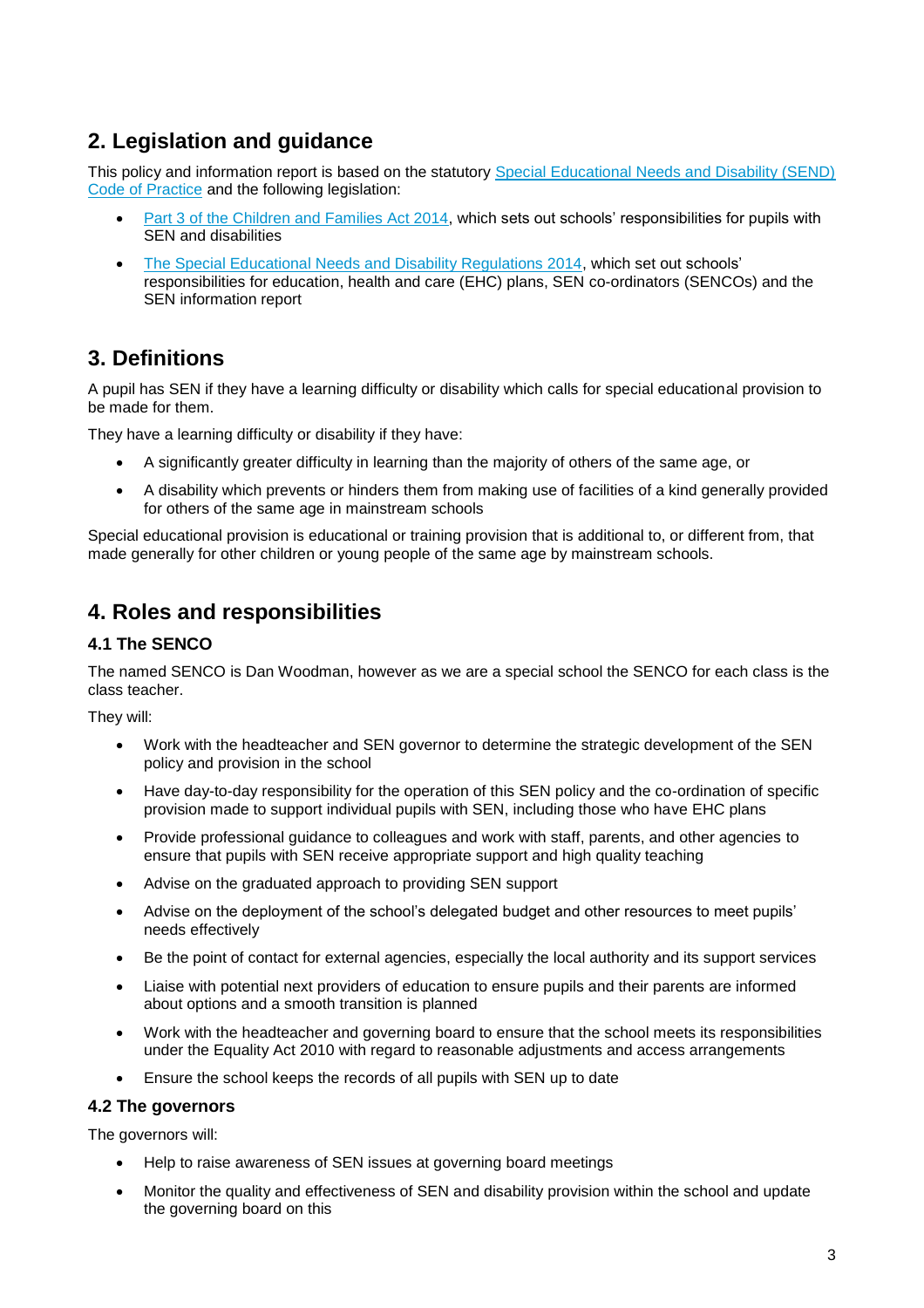## 2. Legislation and guidance

This policy and information report is based on the statutory [Special Educational Needs and Disability (SEND) Code of Practice]() and the following legislation:

- [Part 3 of the Children and Families Act 2014](), which sets out schools' responsibilities for pupils with SEN and disabilities
- [The Special Educational Needs and Disability Regulations 2014](), which set out schools' responsibilities for education, health and care (EHC) plans, SEN co-ordinators (SENCOs) and the SEN information report

## 3. Definitions

A pupil has SEN if they have a learning difficulty or disability which calls for special educational provision to be made for them.

They have a learning difficulty or disability if they have:

- A significantly greater difficulty in learning than the majority of others of the same age, or
- A disability which prevents or hinders them from making use of facilities of a kind generally provided for others of the same age in mainstream schools

Special educational provision is educational or training provision that is additional to, or different from, that made generally for other children or young people of the same age by mainstream schools.

## 4. Roles and responsibilities

### 4.1 The SENCO

The named SENCO is Dan Woodman, however as we are a special school the SENCO for each class is the class teacher.

They will:

- Work with the headteacher and SEN governor to determine the strategic development of the SEN policy and provision in the school
- Have day-to-day responsibility for the operation of this SEN policy and the co-ordination of specific provision made to support individual pupils with SEN, including those who have EHC plans
- Provide professional guidance to colleagues and work with staff, parents, and other agencies to ensure that pupils with SEN receive appropriate support and high quality teaching
- Advise on the graduated approach to providing SEN support
- Advise on the deployment of the school's delegated budget and other resources to meet pupils' needs effectively
- Be the point of contact for external agencies, especially the local authority and its support services
- Liaise with potential next providers of education to ensure pupils and their parents are informed about options and a smooth transition is planned
- Work with the headteacher and governing board to ensure that the school meets its responsibilities under the Equality Act 2010 with regard to reasonable adjustments and access arrangements
- Ensure the school keeps the records of all pupils with SEN up to date

### 4.2 The governors

The governors will:

- Help to raise awareness of SEN issues at governing board meetings
- Monitor the quality and effectiveness of SEN and disability provision within the school and update the governing board on this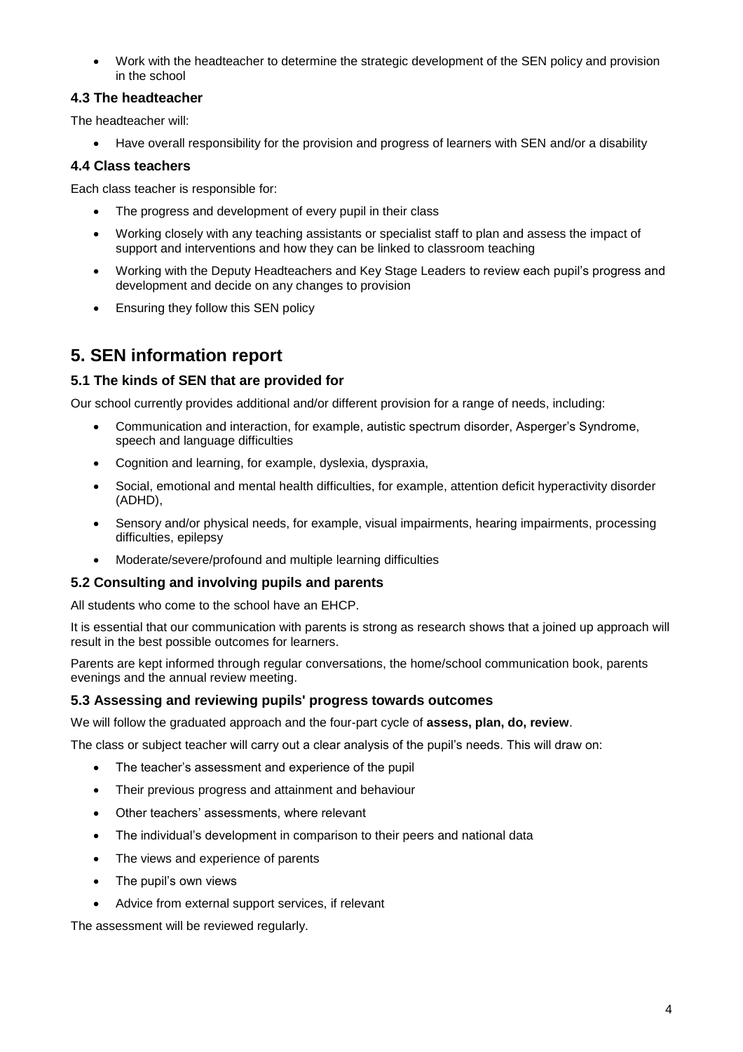- Work with the headteacher to determine the strategic development of the SEN policy and provision in the school

### 4.3 The headteacher

The headteacher will:

- Have overall responsibility for the provision and progress of learners with SEN and/or a disability

### 4.4 Class teachers

Each class teacher is responsible for:

- The progress and development of every pupil in their class
- Working closely with any teaching assistants or specialist staff to plan and assess the impact of support and interventions and how they can be linked to classroom teaching
- Working with the Deputy Headteachers and Key Stage Leaders to review each pupil's progress and development and decide on any changes to provision
- Ensuring they follow this SEN policy

## 5. SEN information report

### 5.1 The kinds of SEN that are provided for

Our school currently provides additional and/or different provision for a range of needs, including:

- Communication and interaction, for example, autistic spectrum disorder, Asperger's Syndrome, speech and language difficulties
- Cognition and learning, for example, dyslexia, dyspraxia,
- Social, emotional and mental health difficulties, for example, attention deficit hyperactivity disorder (ADHD),
- Sensory and/or physical needs, for example, visual impairments, hearing impairments, processing difficulties, epilepsy
- Moderate/severe/profound and multiple learning difficulties

### 5.2 Consulting and involving pupils and parents

All students who come to the school have an EHCP.

It is essential that our communication with parents is strong as research shows that a joined up approach will result in the best possible outcomes for learners.

Parents are kept informed through regular conversations, the home/school communication book, parents evenings and the annual review meeting.

### 5.3 Assessing and reviewing pupils' progress towards outcomes

We will follow the graduated approach and the four-part cycle of **assess, plan, do, review**.

The class or subject teacher will carry out a clear analysis of the pupil's needs. This will draw on:

- The teacher's assessment and experience of the pupil
- Their previous progress and attainment and behaviour
- Other teachers' assessments, where relevant
- The individual's development in comparison to their peers and national data
- The views and experience of parents
- The pupil's own views
- Advice from external support services, if relevant

The assessment will be reviewed regularly.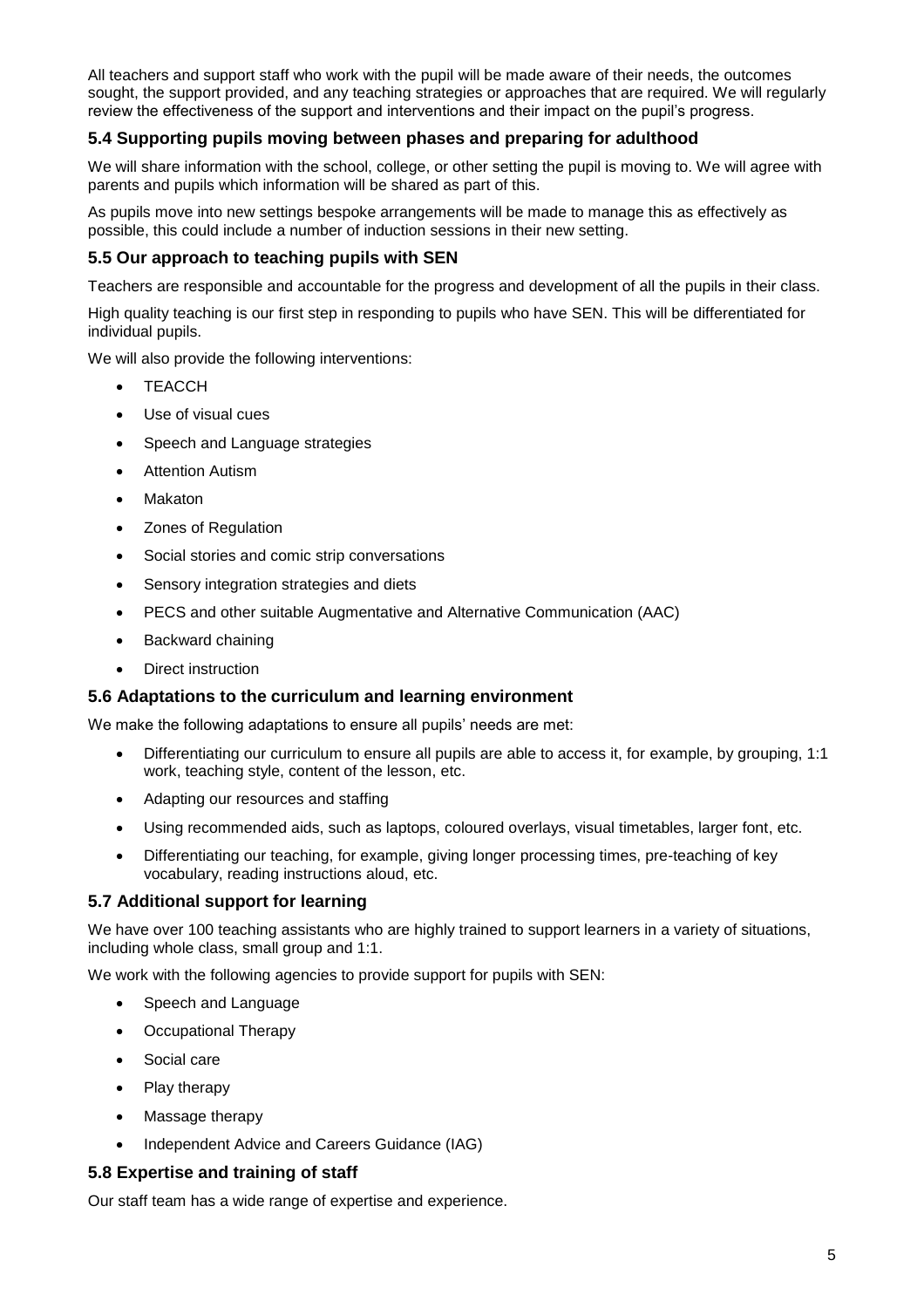All teachers and support staff who work with the pupil will be made aware of their needs, the outcomes sought, the support provided, and any teaching strategies or approaches that are required. We will regularly review the effectiveness of the support and interventions and their impact on the pupil's progress.

### 5.4 Supporting pupils moving between phases and preparing for adulthood

We will share information with the school, college, or other setting the pupil is moving to. We will agree with parents and pupils which information will be shared as part of this.

As pupils move into new settings bespoke arrangements will be made to manage this as effectively as possible, this could include a number of induction sessions in their new setting.

### 5.5 Our approach to teaching pupils with SEN

Teachers are responsible and accountable for the progress and development of all the pupils in their class.

High quality teaching is our first step in responding to pupils who have SEN. This will be differentiated for individual pupils.

We will also provide the following interventions:

- TEACCH
- Use of visual cues
- Speech and Language strategies
- Attention Autism
- Makaton
- Zones of Regulation
- Social stories and comic strip conversations
- Sensory integration strategies and diets
- PECS and other suitable Augmentative and Alternative Communication (AAC)
- Backward chaining
- Direct instruction

### 5.6 Adaptations to the curriculum and learning environment

We make the following adaptations to ensure all pupils' needs are met:

- Differentiating our curriculum to ensure all pupils are able to access it, for example, by grouping, 1:1 work, teaching style, content of the lesson, etc.
- Adapting our resources and staffing
- Using recommended aids, such as laptops, coloured overlays, visual timetables, larger font, etc.
- Differentiating our teaching, for example, giving longer processing times, pre-teaching of key vocabulary, reading instructions aloud, etc.

### 5.7 Additional support for learning

We have over 100 teaching assistants who are highly trained to support learners in a variety of situations, including whole class, small group and 1:1.

We work with the following agencies to provide support for pupils with SEN:

- Speech and Language
- Occupational Therapy
- Social care
- Play therapy
- Massage therapy
- Independent Advice and Careers Guidance (IAG)

### 5.8 Expertise and training of staff

Our staff team has a wide range of expertise and experience.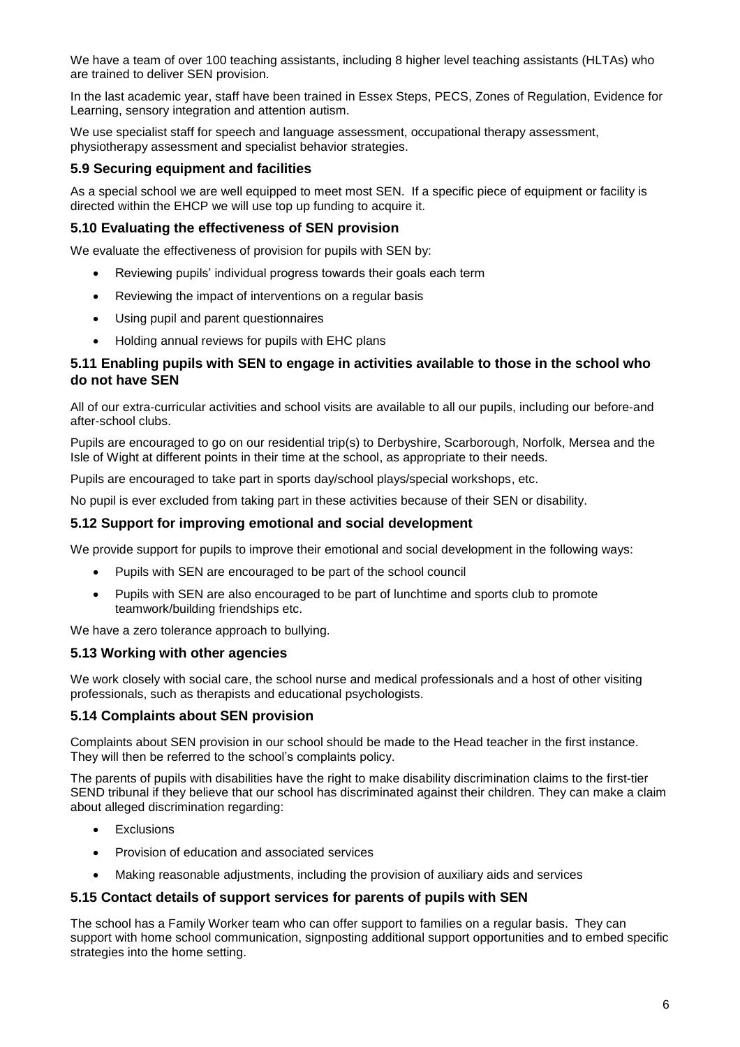We have a team of over 100 teaching assistants, including 8 higher level teaching assistants (HLTAs) who are trained to deliver SEN provision.

In the last academic year, staff have been trained in Essex Steps, PECS, Zones of Regulation, Evidence for Learning, sensory integration and attention autism.

We use specialist staff for speech and language assessment, occupational therapy assessment, physiotherapy assessment and specialist behavior strategies.

### 5.9 Securing equipment and facilities

As a special school we are well equipped to meet most SEN. If a specific piece of equipment or facility is directed within the EHCP we will use top up funding to acquire it.

### 5.10 Evaluating the effectiveness of SEN provision

We evaluate the effectiveness of provision for pupils with SEN by:

- Reviewing pupils' individual progress towards their goals each term
- Reviewing the impact of interventions on a regular basis
- Using pupil and parent questionnaires
- Holding annual reviews for pupils with EHC plans

### 5.11 Enabling pupils with SEN to engage in activities available to those in the school who do not have SEN

All of our extra-curricular activities and school visits are available to all our pupils, including our before-and after-school clubs.

Pupils are encouraged to go on our residential trip(s) to Derbyshire, Scarborough, Norfolk, Mersea and the Isle of Wight at different points in their time at the school, as appropriate to their needs.

Pupils are encouraged to take part in sports day/school plays/special workshops, etc.

No pupil is ever excluded from taking part in these activities because of their SEN or disability.

### 5.12 Support for improving emotional and social development

We provide support for pupils to improve their emotional and social development in the following ways:

- Pupils with SEN are encouraged to be part of the school council
- Pupils with SEN are also encouraged to be part of lunchtime and sports club to promote teamwork/building friendships etc.

We have a zero tolerance approach to bullying.

### 5.13 Working with other agencies

We work closely with social care, the school nurse and medical professionals and a host of other visiting professionals, such as therapists and educational psychologists.

### 5.14 Complaints about SEN provision

Complaints about SEN provision in our school should be made to the Head teacher in the first instance. They will then be referred to the school's complaints policy.

The parents of pupils with disabilities have the right to make disability discrimination claims to the first-tier SEND tribunal if they believe that our school has discriminated against their children. They can make a claim about alleged discrimination regarding:

- Exclusions
- Provision of education and associated services
- Making reasonable adjustments, including the provision of auxiliary aids and services

### 5.15 Contact details of support services for parents of pupils with SEN

The school has a Family Worker team who can offer support to families on a regular basis. They can support with home school communication, signposting additional support opportunities and to embed specific strategies into the home setting.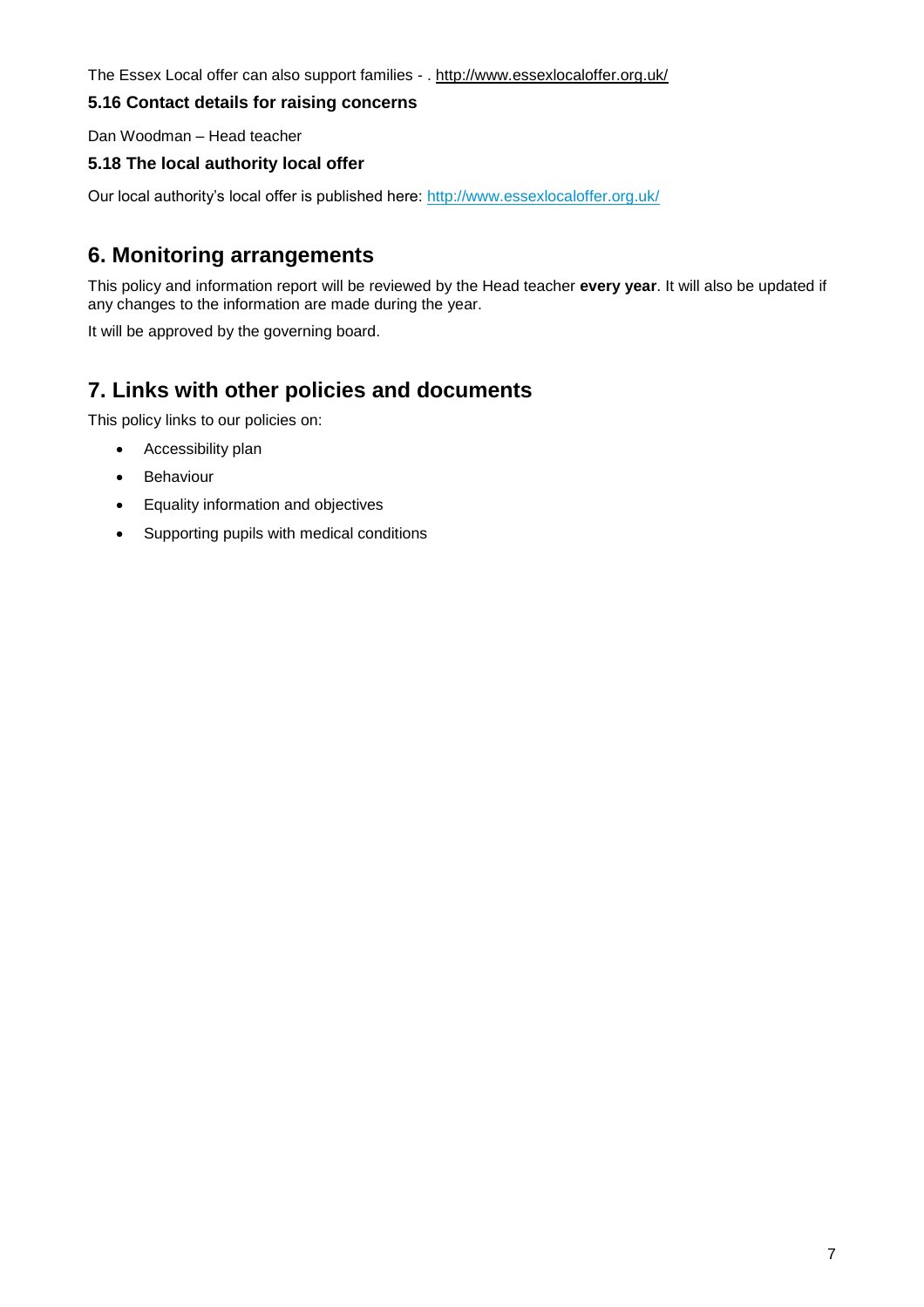The Essex Local offer can also support families - . http://www.essexlocaloffer.org.uk/

### 5.16 Contact details for raising concerns

Dan Woodman – Head teacher

### 5.18 The local authority local offer

Our local authority's local offer is published here: http://www.essexlocaloffer.org.uk/

## 6. Monitoring arrangements

This policy and information report will be reviewed by the Head teacher **every year**. It will also be updated if any changes to the information are made during the year.

It will be approved by the governing board.

## 7. Links with other policies and documents

This policy links to our policies on:

- Accessibility plan
- Behaviour
- Equality information and objectives
- Supporting pupils with medical conditions